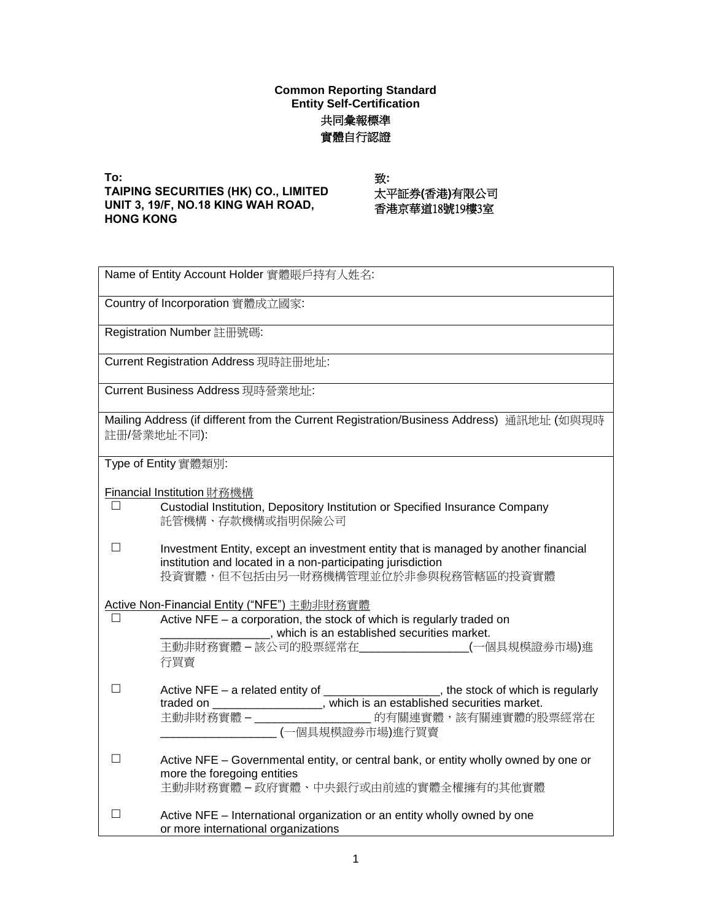# Common Reporting Standard
# Entity Self-Certification
# 共同彙報標準
# 實體自行認證

**To:**
**TAIPING SECURITIES (HK) CO., LIMITED**
**UNIT 3, 19/F, NO.18 KING WAH ROAD, HONG KONG**

**致:**
**太平証券(香港)有限公司**
**香港京華道18號19樓3室**

| |
|---|
| Name of Entity Account Holder 實體賬戶持有人姓名: |
| Country of Incorporation 實體成立國家: |
| Registration Number 註冊號碼: |
| Current Registration Address 現時註冊地址: |
| Current Business Address 現時營業地址: |
| Mailing Address (if different from the Current Registration/Business Address) 通訊地址 (如與現時註冊/營業地址不同): |

Type of Entity 實體類別:

Financial Institution 財務機構

☐ Custodial Institution, Depository Institution or Specified Insurance Company
託管機構、存款機構或指明保險公司

☐ Investment Entity, except an investment entity that is managed by another financial institution and located in a non-participating jurisdiction
投資實體，但不包括由另一財務機構管理並位於非參與稅務管轄區的投資實體

Active Non-Financial Entity ("NFE") 主動非財務實體

☐ Active NFE – a corporation, the stock of which is regularly traded on _________________, which is an established securities market.
主動非財務實體 – 該公司的股票經常在_________________(一個具規模證券市場)進行買賣

☐ Active NFE – a related entity of __________________, the stock of which is regularly traded on _________________, which is an established securities market.
主動非財務實體 – __________________ 的有關連實體，該有關連實體的股票經常在__________________ (一個具規模證券市場)進行買賣

☐ Active NFE – Governmental entity, or central bank, or entity wholly owned by one or more the foregoing entities
主動非財務實體 – 政府實體、中央銀行或由前述的實體全權擁有的其他實體

☐ Active NFE – International organization or an entity wholly owned by one or more international organizations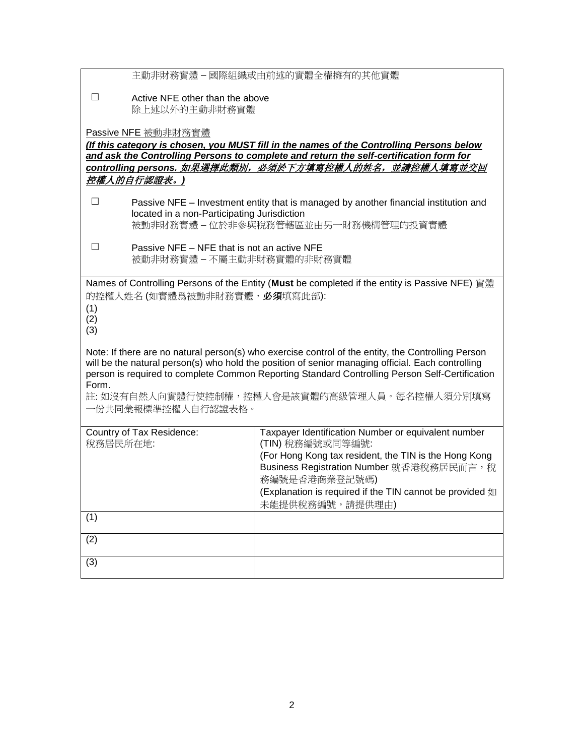主動非財務實體 – 國際組織或由前述的實體全權擁有的其他實體

☐ Active NFE other than the above
除上述以外的主動非財務實體

Passive NFE 被動非財務實體

***(If this category is chosen, you MUST fill in the names of the Controlling Persons below and ask the Controlling Persons to complete and return the self-certification form for controlling persons. 如果選擇此類別，必須於下方填寫控權人的姓名，並請控權人填寫並交回控權人的自行認證表。)***

☐ Passive NFE – Investment entity that is managed by another financial institution and located in a non-Participating Jurisdiction
被動非財務實體 – 位於非參與稅務管轄區並由另一財務機構管理的投資實體

☐ Passive NFE – NFE that is not an active NFE
被動非財務實體 – 不屬主動非財務實體的非財務實體

Names of Controlling Persons of the Entity (**Must** be completed if the entity is Passive NFE) 實體的控權人姓名 (如實體爲被動非財務實體，**必須**填寫此部):

(1)
(2)
(3)

Note: If there are no natural person(s) who exercise control of the entity, the Controlling Person will be the natural person(s) who hold the position of senior managing official. Each controlling person is required to complete Common Reporting Standard Controlling Person Self-Certification Form.

註: 如沒有自然人向實體行使控制權，控權人會是該實體的高級管理人員。每名控權人須分別填寫一份共同彙報標準控權人自行認證表格。

| Country of Tax Residence: 稅務居民所在地: | Taxpayer Identification Number or equivalent number (TIN) 稅務編號或同等編號: (For Hong Kong tax resident, the TIN is the Hong Kong Business Registration Number 就香港稅務居民而言，稅務編號是香港商業登記號碼) (Explanation is required if the TIN cannot be provided 如未能提供稅務編號，請提供理由) |
|---|---|
| (1) | |
| (2) | |
| (3) | |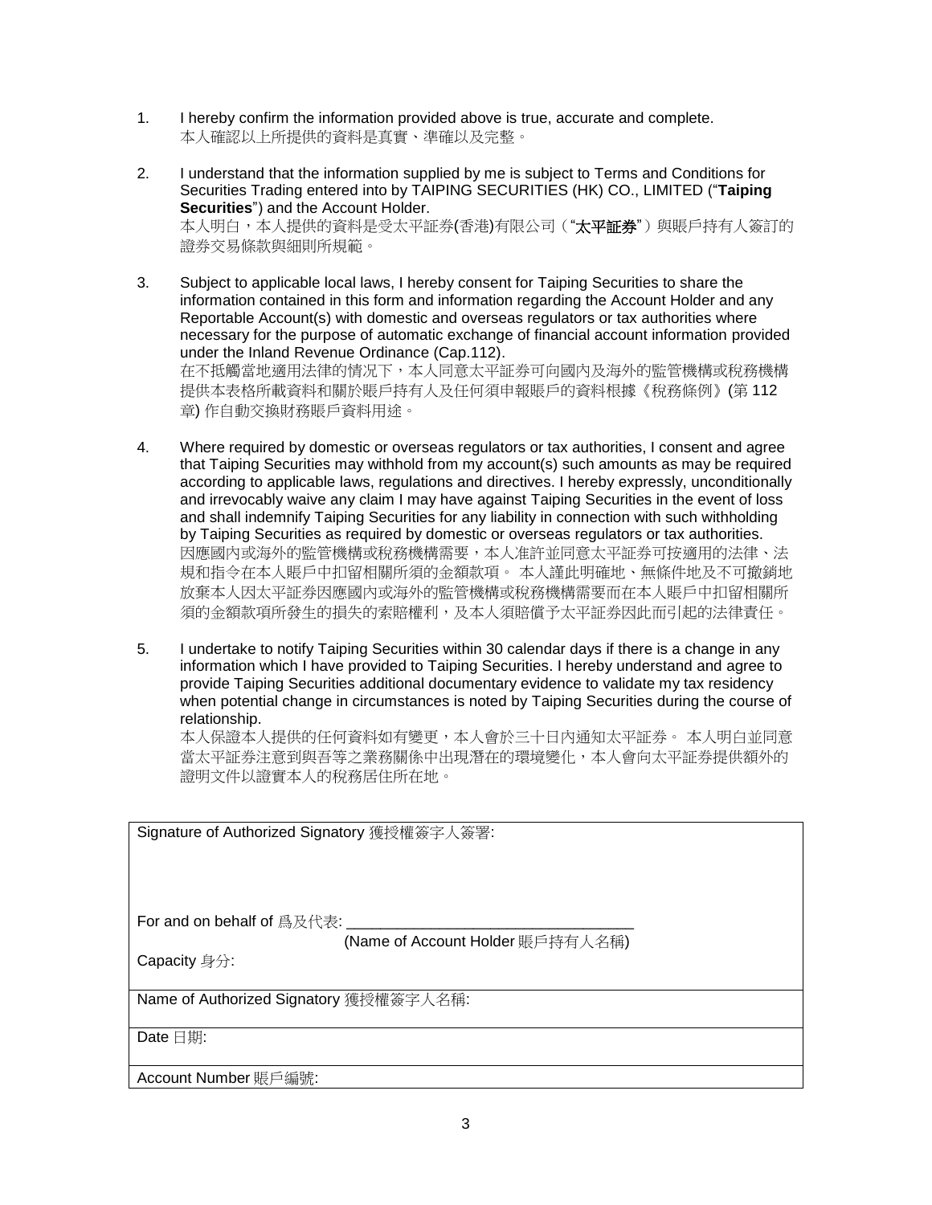1. I hereby confirm the information provided above is true, accurate and complete.
   本人確認以上所提供的資料是真實、準確以及完整。

2. I understand that the information supplied by me is subject to Terms and Conditions for Securities Trading entered into by TAIPING SECURITIES (HK) CO., LIMITED ("**Taiping Securities**") and the Account Holder.
   本人明白，本人提供的資料是受太平証券(香港)有限公司（"**太平証券**"）與賬戶持有人簽訂的證券交易條款與細則所規範。

3. Subject to applicable local laws, I hereby consent for Taiping Securities to share the information contained in this form and information regarding the Account Holder and any Reportable Account(s) with domestic and overseas regulators or tax authorities where necessary for the purpose of automatic exchange of financial account information provided under the Inland Revenue Ordinance (Cap.112).
   在不抵觸當地適用法律的情況下，本人同意太平証券可向國內及海外的監管機構或稅務機構提供本表格所載資料和關於賬戶持有人及任何須申報賬戶的資料根據《稅務條例》(第 112 章) 作自動交換財務賬戶資料用途。

4. Where required by domestic or overseas regulators or tax authorities, I consent and agree that Taiping Securities may withhold from my account(s) such amounts as may be required according to applicable laws, regulations and directives. I hereby expressly, unconditionally and irrevocably waive any claim I may have against Taiping Securities in the event of loss and shall indemnify Taiping Securities for any liability in connection with such withholding by Taiping Securities as required by domestic or overseas regulators or tax authorities.
   因應國內或海外的監管機構或稅務機構需要，本人准許並同意太平証券可按適用的法律、法規和指令在本人賬戶中扣留相關所須的金額款項。 本人謹此明確地、無條件地及不可撤銷地放棄本人因太平証券因應國內或海外的監管機構或稅務機構需要而在本人賬戶中扣留相關所須的金額款項所發生的損失的索賠權利，及本人須賠償予太平証券因此而引起的法律責任。

5. I undertake to notify Taiping Securities within 30 calendar days if there is a change in any information which I have provided to Taiping Securities. I hereby understand and agree to provide Taiping Securities additional documentary evidence to validate my tax residency when potential change in circumstances is noted by Taiping Securities during the course of relationship.
   本人保證本人提供的任何資料如有變更，本人會於三十日內通知太平証券。 本人明白並同意當太平証券注意到與吾等之業務關係中出現潛在的環境變化，本人會向太平証券提供額外的證明文件以證實本人的稅務居住所在地。

| Signature of Authorized Signatory 獲授權簽字人簽署:<br><br><br>For and on behalf of 爲及代表: ________________________________<br>(Name of Account Holder 賬戶持有人名稱)<br>Capacity 身分: |
|---|
| Name of Authorized Signatory 獲授權簽字人名稱: |
| Date 日期: |
| Account Number 賬戶編號: |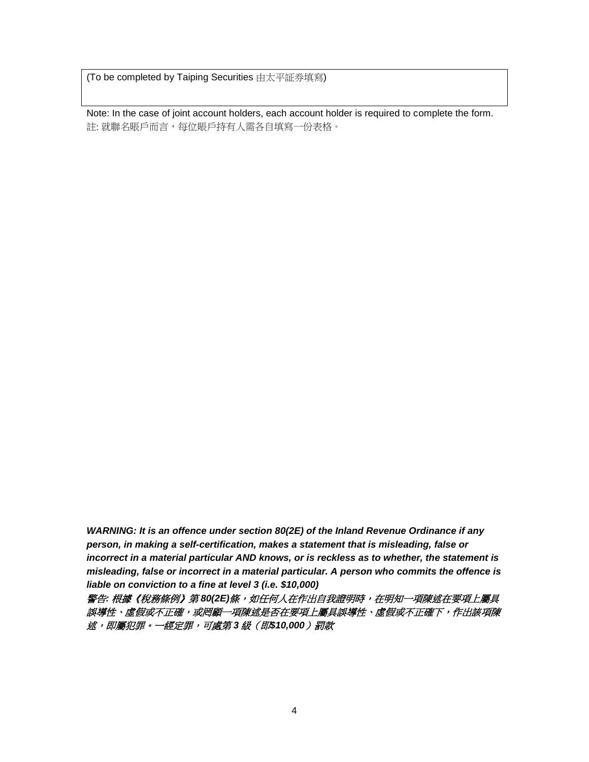| (To be completed by Taiping Securities 由太平証券填寫) |
| --- |
| |

Note: In the case of joint account holders, each account holder is required to complete the form.
註: 就聯名賬戶而言，每位賬戶持有人需各自填寫一份表格。

***WARNING: It is an offence under section 80(2E) of the Inland Revenue Ordinance if any person, in making a self-certification, makes a statement that is misleading, false or incorrect in a material particular AND knows, or is reckless as to whether, the statement is misleading, false or incorrect in a material particular. A person who commits the offence is liable on conviction to a fine at level 3 (i.e. $10,000)***

***警告: 根據《稅務條例》第 80(2E)條，如任何人在作出自我證明時，在明知一項陳述在要項上屬具誤導性、虛假或不正確，或罔顧一項陳述是否在要項上屬具誤導性、虛假或不正確下，作出該項陳述，即屬犯罪。一經定罪，可處第 3 級（即$10,000）罰款***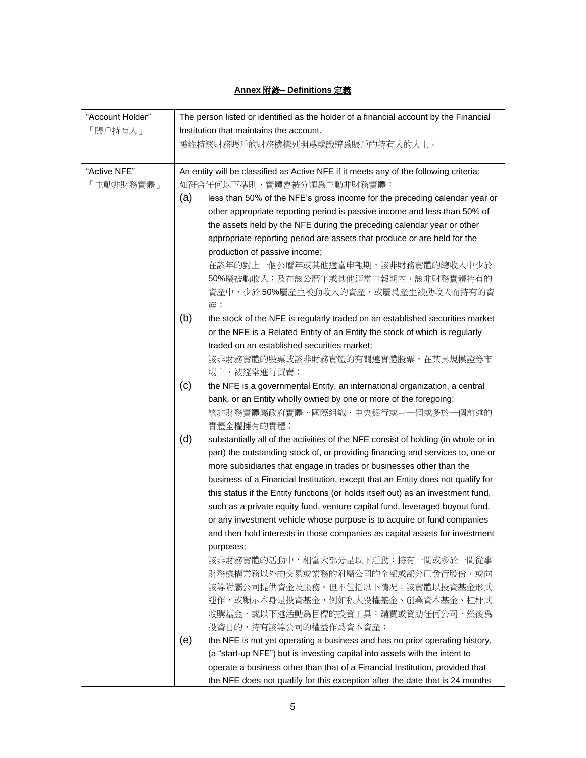**Annex 附錄– Definitions 定義**

| | |
|---|---|
| "Account Holder"<br>「賬戶持有人」 | The person listed or identified as the holder of a financial account by the Financial Institution that maintains the account.<br>被維持該財務賬戶的財務機構列明爲或識辨爲賬戶的持有人的人士。 |
| "Active NFE"<br>「主動非財務實體」 | An entity will be classified as Active NFE if it meets any of the following criteria:<br>如符合任何以下準則，實體會被分類爲主動非財務實體：<br>(a) less than 50% of the NFE's gross income for the preceding calendar year or other appropriate reporting period is passive income and less than 50% of the assets held by the NFE during the preceding calendar year or other appropriate reporting period are assets that produce or are held for the production of passive income;<br>在該年的對上一個公曆年或其他適當申報期，該非財務實體的總收入中少於50%屬被動收入；及在該公曆年或其他適當申報期內，該非財務實體持有的資產中，少於 50%屬產生被動收入的資產，或屬爲產生被動收入而持有的資產；<br>(b) the stock of the NFE is regularly traded on an established securities market or the NFE is a Related Entity of an Entity the stock of which is regularly traded on an established securities market;<br>該非財務實體的股票或該非財務實體的有關連實體股票，在某具規模證券市場中，被經常進行買賣；<br>(c) the NFE is a governmental Entity, an international organization, a central bank, or an Entity wholly owned by one or more of the foregoing;<br>該非財務實體屬政府實體、國際組織、中央銀行或由一個或多於一個前述的實體全權擁有的實體；<br>(d) substantially all of the activities of the NFE consist of holding (in whole or in part) the outstanding stock of, or providing financing and services to, one or more subsidiaries that engage in trades or businesses other than the business of a Financial Institution, except that an Entity does not qualify for this status if the Entity functions (or holds itself out) as an investment fund, such as a private equity fund, venture capital fund, leveraged buyout fund, or any investment vehicle whose purpose is to acquire or fund companies and then hold interests in those companies as capital assets for investment purposes;<br>該非財務實體的活動中，相當大部分是以下活動：持有一間或多於一間從事財務機構業務以外的交易或業務的附屬公司的全部或部分已發行股份，或向該等附屬公司提供資金及服務。但不包括以下情況：該實體以投資基金形式運作，或顯示本身是投資基金，例如私人股權基金、創業資本基金、杠杆式收購基金，或以下述活動爲目標的投資工具：購買或資助任何公司，然後爲投資目的，持有該等公司的權益作爲資本資產；<br>(e) the NFE is not yet operating a business and has no prior operating history, (a "start-up NFE") but is investing capital into assets with the intent to operate a business other than that of a Financial Institution, provided that the NFE does not qualify for this exception after the date that is 24 months |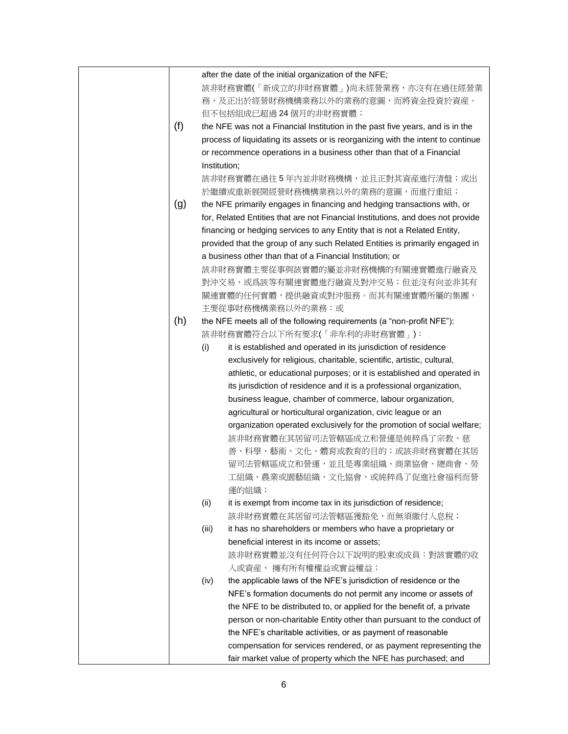after the date of the initial organization of the NFE;

該非財務實體(「新成立的非財務實體」)尚未經營業務，亦沒有在過往經營業務，及正出於經營財務機構業務以外的業務的意圖，而將資金投資於資產。但不包括組成已超過 24 個月的非財務實體；

(f) the NFE was not a Financial Institution in the past five years, and is in the process of liquidating its assets or is reorganizing with the intent to continue or recommence operations in a business other than that of a Financial Institution;

該非財務實體在過往 5 年內並非財務機構，並且正對其資產進行清盤；或出於繼續或重新展開經營財務機構業務以外的業務的意圖，而進行重組；

(g) the NFE primarily engages in financing and hedging transactions with, or for, Related Entities that are not Financial Institutions, and does not provide financing or hedging services to any Entity that is not a Related Entity, provided that the group of any such Related Entities is primarily engaged in a business other than that of a Financial Institution; or

該非財務實體主要從事與該實體的屬並非財務機構的有關連實體進行融資及對沖交易，或爲該等有關連實體進行融資及對沖交易；但並沒有向並非其有關連實體的任何實體，提供融資或對沖服務。而其有關連實體所屬的集團，主要從事財務機構業務以外的業務；或

(h) the NFE meets all of the following requirements (a "non-profit NFE"):

該非財務實體符合以下所有要求(「非牟利的非財務實體」)：

- (i) it is established and operated in its jurisdiction of residence exclusively for religious, charitable, scientific, artistic, cultural, athletic, or educational purposes; or it is established and operated in its jurisdiction of residence and it is a professional organization, business league, chamber of commerce, labour organization, agricultural or horticultural organization, civic league or an organization operated exclusively for the promotion of social welfare;

  該非財務實體在其居留司法管轄區成立和營運是純粹爲了宗教、慈善、科學、藝術、文化、體育或教育的目的；或該非財務實體在其居留司法管轄區成立和營運，並且是專業組織、商業協會、總商會、勞工組織、農業或園藝組織、文化協會，或純粹爲了促進社會福利而營運的組織；

- (ii) it is exempt from income tax in its jurisdiction of residence;

  該非財務實體在其居留司法管轄區獲豁免，而無須繳付入息稅；

- (iii) it has no shareholders or members who have a proprietary or beneficial interest in its income or assets;

  該非財務實體並沒有任何符合以下說明的股東或成員：對該實體的收入或資産， 擁有所有權權益或實益權益；

- (iv) the applicable laws of the NFE's jurisdiction of residence or the NFE's formation documents do not permit any income or assets of the NFE to be distributed to, or applied for the benefit of, a private person or non-charitable Entity other than pursuant to the conduct of the NFE's charitable activities, or as payment of reasonable compensation for services rendered, or as payment representing the fair market value of property which the NFE has purchased; and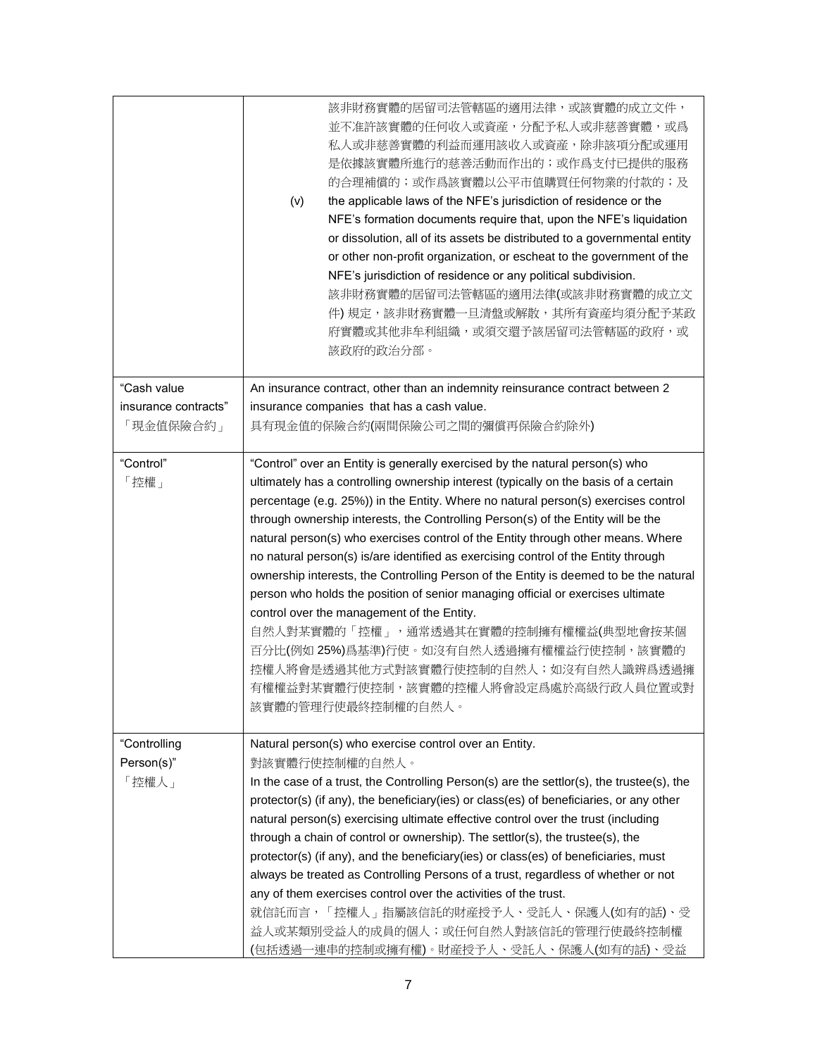| | |
|---|---|
| | 該非財務實體的居留司法管轄區的適用法律，或該實體的成立文件，並不准許該實體的任何收入或資產，分配予私人或非慈善實體，或爲私人或非慈善實體的利益而運用該收入或資產，除非該項分配或運用是依據該實體所進行的慈善活動而作出的；或作爲支付已提供的服務的合理補償的；或作爲該實體以公平市值購買任何物業的付款的；及<br>(v) the applicable laws of the NFE's jurisdiction of residence or the NFE's formation documents require that, upon the NFE's liquidation or dissolution, all of its assets be distributed to a governmental entity or other non-profit organization, or escheat to the government of the NFE's jurisdiction of residence or any political subdivision.<br>該非財務實體的居留司法管轄區的適用法律(或該非財務實體的成立文件) 規定，該非財務實體一旦清盤或解散，其所有資產均須分配予某政府實體或其他非牟利組織，或須交還予該居留司法管轄區的政府，或該政府的政治分部。 |
| "Cash value insurance contracts"<br>「現金值保險合約」 | An insurance contract, other than an indemnity reinsurance contract between 2 insurance companies that has a cash value.<br>具有現金值的保險合約(兩間保險公司之間的彌償再保險合約除外) |
| "Control"<br>「控權」 | "Control" over an Entity is generally exercised by the natural person(s) who ultimately has a controlling ownership interest (typically on the basis of a certain percentage (e.g. 25%)) in the Entity. Where no natural person(s) exercises control through ownership interests, the Controlling Person(s) of the Entity will be the natural person(s) who exercises control of the Entity through other means. Where no natural person(s) is/are identified as exercising control of the Entity through ownership interests, the Controlling Person of the Entity is deemed to be the natural person who holds the position of senior managing official or exercises ultimate control over the management of the Entity.<br>自然人對某實體的「控權」，通常透過其在實體的控制擁有權權益(典型地會按某個百分比(例如 25%)爲基準)行使。如沒有自然人透過擁有權權益行使控制，該實體的控權人將會是透過其他方式對該實體行使控制的自然人；如沒有自然人識辨爲透過擁有權權益對某實體行使控制，該實體的控權人將會設定爲處於高級行政人員位置或對該實體的管理行使最終控制權的自然人。 |
| "Controlling Person(s)"<br>「控權人」 | Natural person(s) who exercise control over an Entity.<br>對該實體行使控制權的自然人。<br>In the case of a trust, the Controlling Person(s) are the settlor(s), the trustee(s), the protector(s) (if any), the beneficiary(ies) or class(es) of beneficiaries, or any other natural person(s) exercising ultimate effective control over the trust (including through a chain of control or ownership). The settlor(s), the trustee(s), the protector(s) (if any), and the beneficiary(ies) or class(es) of beneficiaries, must always be treated as Controlling Persons of a trust, regardless of whether or not any of them exercises control over the activities of the trust.<br>就信託而言，「控權人」指屬該信託的財産授予人、受託人、保護人(如有的話)、受益人或某類別受益人的成員的個人；或任何自然人對該信託的管理行使最終控制權(包括透過一連串的控制或擁有權)。財産授予人、受託人、保護人(如有的話)、受益 |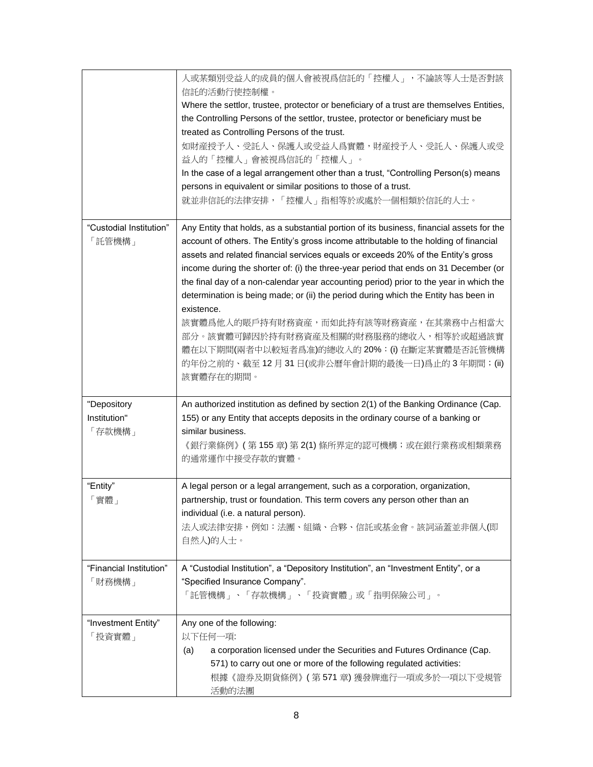| | |
|---|---|
| | 人或某類別受益人的成員的個人會被視爲信託的「控權人」，不論該等人士是否對該信託的活動行使控制權。<br>Where the settlor, trustee, protector or beneficiary of a trust are themselves Entities, the Controlling Persons of the settlor, trustee, protector or beneficiary must be treated as Controlling Persons of the trust.<br>如財產授予人、受託人、保護人或受益人爲實體，財產授予人、受託人、保護人或受益人的「控權人」會被視爲信託的「控權人」。<br>In the case of a legal arrangement other than a trust, "Controlling Person(s) means persons in equivalent or similar positions to those of a trust.<br>就並非信託的法律安排，「控權人」指相等於或處於一個相類於信託的人士。 |
| "Custodial Institution"<br>「託管機構」 | Any Entity that holds, as a substantial portion of its business, financial assets for the account of others. The Entity's gross income attributable to the holding of financial assets and related financial services equals or exceeds 20% of the Entity's gross income during the shorter of: (i) the three-year period that ends on 31 December (or the final day of a non-calendar year accounting period) prior to the year in which the determination is being made; or (ii) the period during which the Entity has been in existence.<br>該實體爲他人的賬戶持有財務資產，而如此持有該等財務資產，在其業務中占相當大部分。該實體可歸因於持有財務資產及相關的財務服務的總收入，相等於或超過該實體在以下期間(兩者中以較短者爲准)的總收入的 20%：(i) 在斷定某實體是否託管機構的年份之前的、截至 12 月 31 日(或非公曆年會計期的最後一日)爲止的 3 年期間；(ii) 該實體存在的期間。 |
| "Depository Institution"<br>「存款機構」 | An authorized institution as defined by section 2(1) of the Banking Ordinance (Cap. 155) or any Entity that accepts deposits in the ordinary course of a banking or similar business.<br>《銀行業條例》( 第 155 章) 第 2(1) 條所界定的認可機構；或在銀行業務或相類業務的通常運作中接受存款的實體。 |
| "Entity"<br>「實體」 | A legal person or a legal arrangement, such as a corporation, organization, partnership, trust or foundation. This term covers any person other than an individual (i.e. a natural person).<br>法人或法律安排，例如：法團、組織、合夥、信託或基金會。該詞涵蓋並非個人(即自然人)的人士。 |
| "Financial Institution"<br>「財務機構」 | A "Custodial Institution", a "Depository Institution", an "Investment Entity", or a "Specified Insurance Company".<br>「託管機構」、「存款機構」、「投資實體」或「指明保險公司」。 |
| "Investment Entity"<br>「投資實體」 | Any one of the following:<br>以下任何一項:<br>(a) a corporation licensed under the Securities and Futures Ordinance (Cap. 571) to carry out one or more of the following regulated activities:<br>根據《證券及期貨條例》( 第 571 章) 獲發牌進行一項或多於一項以下受規管活動的法團 |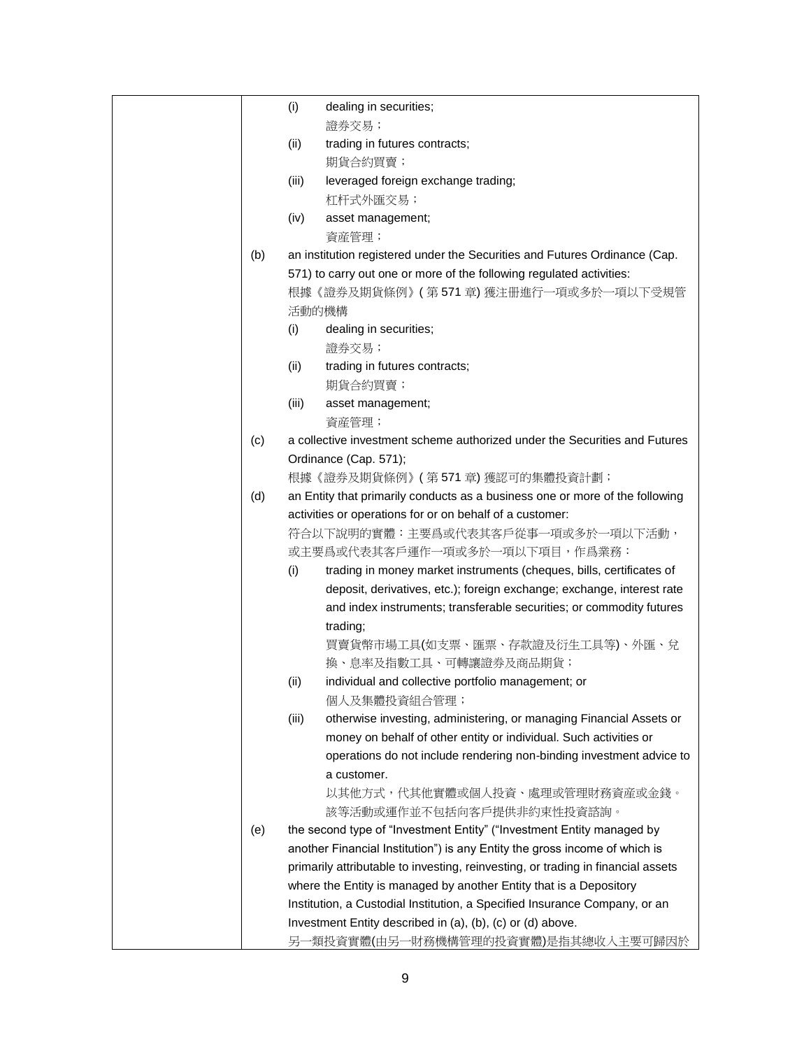| | |
|---|---|
| | (i) dealing in securities;<br>證券交易；<br>(ii) trading in futures contracts;<br>期貨合約買賣；<br>(iii) leveraged foreign exchange trading;<br>杠杆式外匯交易；<br>(iv) asset management;<br>資産管理；<br>(b) an institution registered under the Securities and Futures Ordinance (Cap. 571) to carry out one or more of the following regulated activities:<br>根據《證券及期貨條例》( 第 571 章) 獲注冊進行一項或多於一項以下受規管活動的機構<br>(i) dealing in securities;<br>證券交易；<br>(ii) trading in futures contracts;<br>期貨合約買賣；<br>(iii) asset management;<br>資産管理；<br>(c) a collective investment scheme authorized under the Securities and Futures Ordinance (Cap. 571);<br>根據《證券及期貨條例》( 第 571 章) 獲認可的集體投資計劃；<br>(d) an Entity that primarily conducts as a business one or more of the following activities or operations for or on behalf of a customer:<br>符合以下說明的實體：主要爲或代表其客戶從事一項或多於一項以下活動，或主要爲或代表其客戶運作一項或多於一項以下項目，作爲業務：<br>(i) trading in money market instruments (cheques, bills, certificates of deposit, derivatives, etc.); foreign exchange; exchange, interest rate and index instruments; transferable securities; or commodity futures trading;<br>買賣貨幣市場工具(如支票、匯票、存款證及衍生工具等)、外匯、兌換、息率及指數工具、可轉讓證券及商品期貨；<br>(ii) individual and collective portfolio management; or<br>個人及集體投資組合管理；<br>(iii) otherwise investing, administering, or managing Financial Assets or money on behalf of other entity or individual. Such activities or operations do not include rendering non-binding investment advice to a customer.<br>以其他方式，代其他實體或個人投資、處理或管理財務資産或金錢。該等活動或運作並不包括向客戶提供非約束性投資諮詢。<br>(e) the second type of "Investment Entity" ("Investment Entity managed by another Financial Institution") is any Entity the gross income of which is primarily attributable to investing, reinvesting, or trading in financial assets where the Entity is managed by another Entity that is a Depository Institution, a Custodial Institution, a Specified Insurance Company, or an Investment Entity described in (a), (b), (c) or (d) above.<br>另一類投資實體(由另一財務機構管理的投資實體)是指其總收入主要可歸因於 |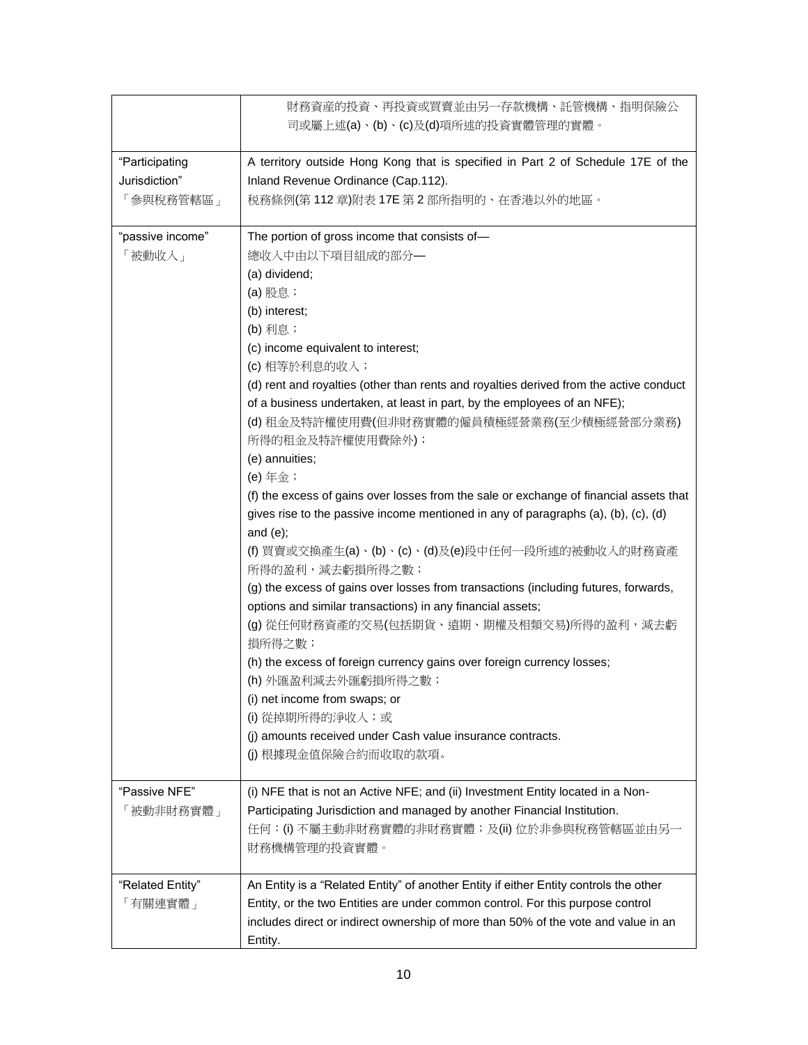| | |
|---|---|
| | 財務資產的投資、再投資或買賣並由另一存款機構、託管機構、指明保險公司或屬上述(a)、(b)、(c)及(d)項所述的投資實體管理的實體。 |
| "Participating Jurisdiction"<br>「參與稅務管轄區」 | A territory outside Hong Kong that is specified in Part 2 of Schedule 17E of the Inland Revenue Ordinance (Cap.112).<br>稅務條例(第 112 章)附表 17E 第 2 部所指明的、在香港以外的地區。 |
| "passive income"<br>「被動收入」 | The portion of gross income that consists of—<br>總收入中由以下項目組成的部分—<br>(a) dividend;<br>(a) 股息；<br>(b) interest;<br>(b) 利息；<br>(c) income equivalent to interest;<br>(c) 相等於利息的收入；<br>(d) rent and royalties (other than rents and royalties derived from the active conduct of a business undertaken, at least in part, by the employees of an NFE);<br>(d) 租金及特許權使用費(但非財務實體的僱員積極經營業務(至少積極經營部分業務)所得的租金及特許權使用費除外)；<br>(e) annuities;<br>(e) 年金；<br>(f) the excess of gains over losses from the sale or exchange of financial assets that gives rise to the passive income mentioned in any of paragraphs (a), (b), (c), (d) and (e);<br>(f) 買賣或交換產生(a)、(b)、(c)、(d)及(e)段中任何一段所述的被動收入的財務資產所得的盈利，減去虧損所得之數；<br>(g) the excess of gains over losses from transactions (including futures, forwards, options and similar transactions) in any financial assets;<br>(g) 從任何財務資產的交易(包括期貨、遠期、期權及相類交易)所得的盈利，減去虧損所得之數；<br>(h) the excess of foreign currency gains over foreign currency losses;<br>(h) 外匯盈利減去外匯虧損所得之數；<br>(i) net income from swaps; or<br>(i) 從掉期所得的淨收入；或<br>(j) amounts received under Cash value insurance contracts.<br>(j) 根據現金值保險合約而收取的款項。 |
| "Passive NFE"<br>「被動非財務實體」 | (i) NFE that is not an Active NFE; and (ii) Investment Entity located in a Non-Participating Jurisdiction and managed by another Financial Institution.<br>任何：(i) 不屬主動非財務實體的非財務實體；及(ii) 位於非參與稅務管轄區並由另一財務機構管理的投資實體。 |
| "Related Entity"<br>「有關連實體」 | An Entity is a "Related Entity" of another Entity if either Entity controls the other Entity, or the two Entities are under common control. For this purpose control includes direct or indirect ownership of more than 50% of the vote and value in an Entity. |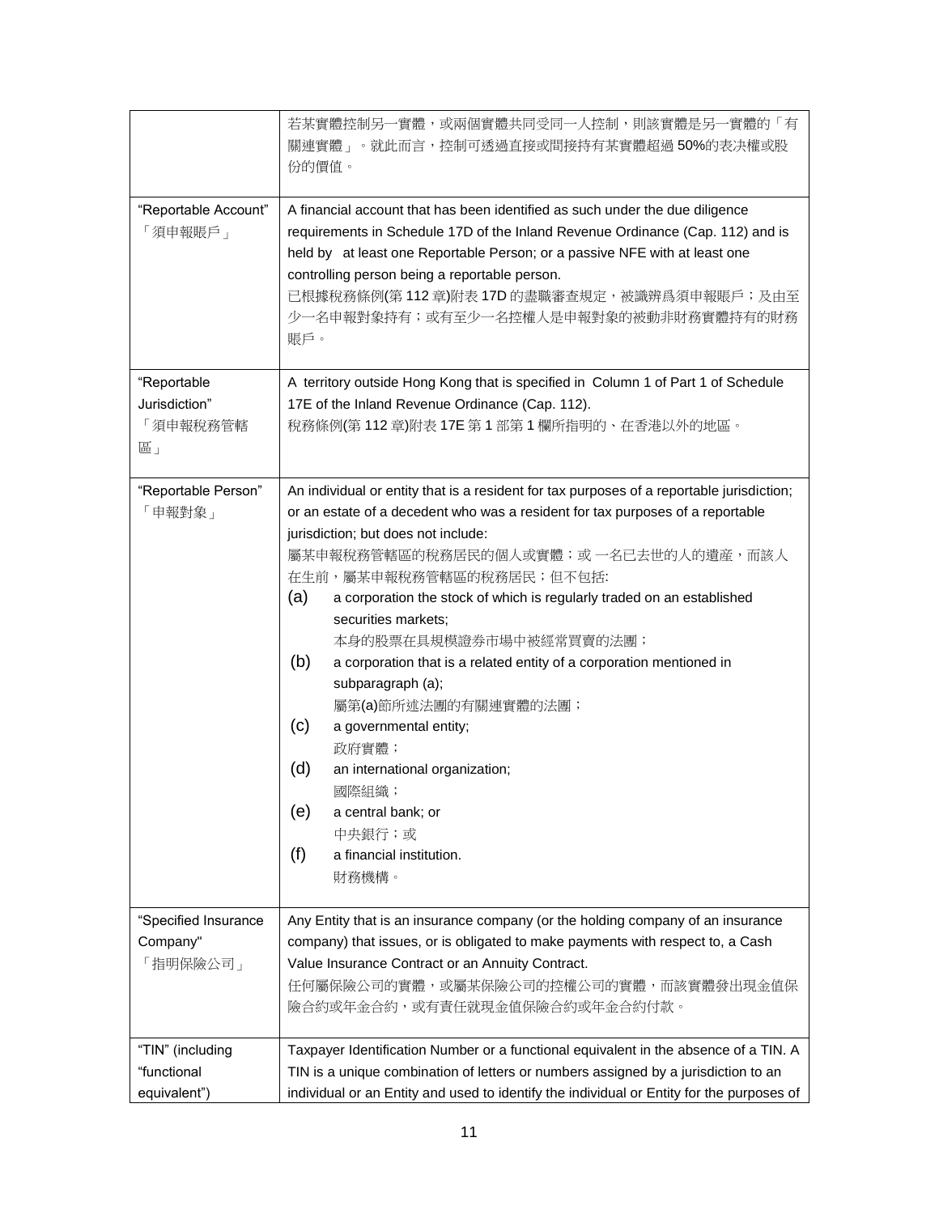| | |
|---|---|
| | 若某實體控制另一實體，或兩個實體共同受同一人控制，則該實體是另一實體的「有關連實體」。就此而言，控制可透過直接或間接持有某實體超過 50%的表決權或股份的價值。 |
| "Reportable Account"<br>「須申報賬戶」 | A financial account that has been identified as such under the due diligence requirements in Schedule 17D of the Inland Revenue Ordinance (Cap. 112) and is held by at least one Reportable Person; or a passive NFE with at least one controlling person being a reportable person.<br>已根據稅務條例(第 112 章)附表 17D 的盡職審查規定，被識辨爲須申報賬戶；及由至少一名申報對象持有；或有至少一名控權人是申報對象的被動非財務實體持有的財務賬戶。 |
| "Reportable Jurisdiction"<br>「須申報稅務管轄區」 | A territory outside Hong Kong that is specified in Column 1 of Part 1 of Schedule 17E of the Inland Revenue Ordinance (Cap. 112).<br>稅務條例(第 112 章)附表 17E 第 1 部第 1 欄所指明的、在香港以外的地區。 |
| "Reportable Person"<br>「申報對象」 | An individual or entity that is a resident for tax purposes of a reportable jurisdiction; or an estate of a decedent who was a resident for tax purposes of a reportable jurisdiction; but does not include:<br>屬某申報稅務管轄區的稅務居民的個人或實體；或 一名已去世的人的遺產，而該人在生前，屬某申報稅務管轄區的稅務居民；但不包括:<br>(a) a corporation the stock of which is regularly traded on an established securities markets;<br>本身的股票在具規模證券市場中被經常買賣的法團；<br>(b) a corporation that is a related entity of a corporation mentioned in subparagraph (a);<br>屬第(a)節所述法團的有關連實體的法團；<br>(c) a governmental entity;<br>政府實體；<br>(d) an international organization;<br>國際組織；<br>(e) a central bank; or<br>中央銀行；或<br>(f) a financial institution.<br>財務機構。 |
| "Specified Insurance Company"<br>「指明保險公司」 | Any Entity that is an insurance company (or the holding company of an insurance company) that issues, or is obligated to make payments with respect to, a Cash Value Insurance Contract or an Annuity Contract.<br>任何屬保險公司的實體，或屬某保險公司的控權公司的實體，而該實體發出現金值保險合約或年金合約，或有責任就現金值保險合約或年金合約付款。 |
| "TIN" (including "functional equivalent") | Taxpayer Identification Number or a functional equivalent in the absence of a TIN. A TIN is a unique combination of letters or numbers assigned by a jurisdiction to an individual or an Entity and used to identify the individual or Entity for the purposes of |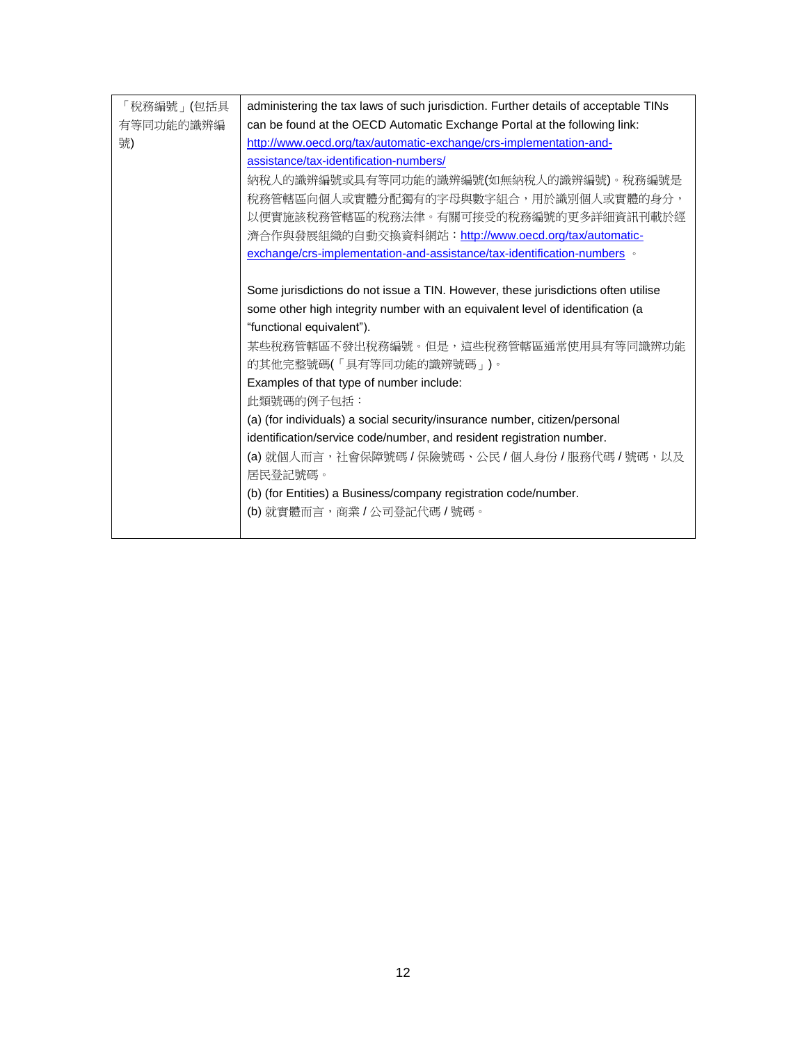| | |
|---|---|
| 「稅務編號」(包括具有等同功能的識辨編號) | administering the tax laws of such jurisdiction. Further details of acceptable TINs can be found at the OECD Automatic Exchange Portal at the following link: http://www.oecd.org/tax/automatic-exchange/crs-implementation-and-assistance/tax-identification-numbers/<br>納稅人的識辨編號或具有等同功能的識辨編號(如無納稅人的識辨編號)。稅務編號是稅務管轄區向個人或實體分配獨有的字母與數字組合，用於識別個人或實體的身分，以便實施該稅務管轄區的稅務法律。有關可接受的稅務編號的更多詳細資訊刊載於經濟合作與發展組織的自動交換資料網站：http://www.oecd.org/tax/automatic-exchange/crs-implementation-and-assistance/tax-identification-numbers 。<br><br>Some jurisdictions do not issue a TIN. However, these jurisdictions often utilise some other high integrity number with an equivalent level of identification (a “functional equivalent”).<br>某些稅務管轄區不發出稅務編號。但是，這些稅務管轄區通常使用具有等同識辨功能的其他完整號碼(「具有等同功能的識辨號碼」)。<br>Examples of that type of number include:<br>此類號碼的例子包括：<br>(a) (for individuals) a social security/insurance number, citizen/personal identification/service code/number, and resident registration number.<br>(a) 就個人而言，社會保障號碼 / 保險號碼、公民 / 個人身份 / 服務代碼 / 號碼，以及居民登記號碼。<br>(b) (for Entities) a Business/company registration code/number.<br>(b) 就實體而言，商業 / 公司登記代碼 / 號碼。 |